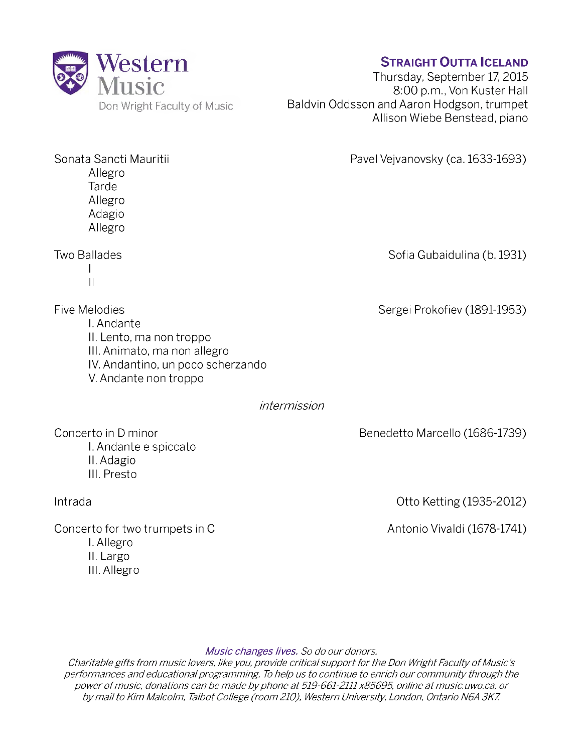Western Music
Don Wright Faculty of Music

# Straight Outta Iceland

Thursday, September 17, 2015
8:00 p.m., Von Kuster Hall
Baldvin Oddsson and Aaron Hodgson, trumpet
Allison Wiebe Benstead, piano

Sonata Sancti Mauritii — Pavel Vejvanovsky (ca. 1633-1693)

- Allegro
- Tarde
- Allegro
- Adagio
- Allegro

Two Ballades — Sofia Gubaidulina (b. 1931)

- I
- II

Five Melodies — Sergei Prokofiev (1891-1953)

- I. Andante
- II. Lento, ma non troppo
- III. Animato, ma non allegro
- IV. Andantino, un poco scherzando
- V. Andante non troppo

*intermission*

Concerto in D minor — Benedetto Marcello (1686-1739)

- I. Andante e spiccato
- II. Adagio
- III. Presto

Intrada — Otto Ketting (1935-2012)

Concerto for two trumpets in C — Antonio Vivaldi (1678-1741)

- I. Allegro
- II. Largo
- III. Allegro

*Music changes lives. So do our donors.*
*Charitable gifts from music lovers, like you, provide critical support for the Don Wright Faculty of Music's performances and educational programming. To help us to continue to enrich our community through the power of music, donations can be made by phone at 519-661-2111 x85695, online at music.uwo.ca, or by mail to Kim Malcolm, Talbot College (room 210), Western University, London, Ontario N6A 3K7.*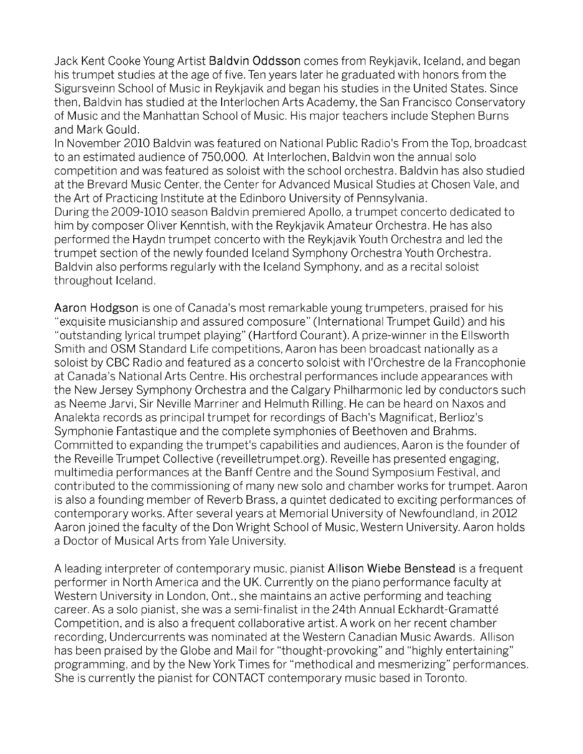Jack Kent Cooke Young Artist Baldvin Oddsson comes from Reykjavik, Iceland, and began his trumpet studies at the age of five. Ten years later he graduated with honors from the Sigursveinn School of Music in Reykjavik and began his studies in the United States. Since then, Baldvin has studied at the Interlochen Arts Academy, the San Francisco Conservatory of Music and the Manhattan School of Music. His major teachers include Stephen Burns and Mark Gould.

In November 2010 Baldvin was featured on National Public Radio's From the Top, broadcast to an estimated audience of 750,000. At Interlochen, Baldvin won the annual solo competition and was featured as soloist with the school orchestra. Baldvin has also studied at the Brevard Music Center, the Center for Advanced Musical Studies at Chosen Vale, and the Art of Practicing Institute at the Edinboro University of Pennsylvania.

During the 2009-1010 season Baldvin premiered Apollo, a trumpet concerto dedicated to him by composer Oliver Kenntish, with the Reykjavik Amateur Orchestra. He has also performed the Haydn trumpet concerto with the Reykjavik Youth Orchestra and led the trumpet section of the newly founded Iceland Symphony Orchestra Youth Orchestra. Baldvin also performs regularly with the Iceland Symphony, and as a recital soloist throughout Iceland.

Aaron Hodgson is one of Canada's most remarkable young trumpeters, praised for his "exquisite musicianship and assured composure" (International Trumpet Guild) and his "outstanding lyrical trumpet playing" (Hartford Courant). A prize-winner in the Ellsworth Smith and OSM Standard Life competitions, Aaron has been broadcast nationally as a soloist by CBC Radio and featured as a concerto soloist with l'Orchestre de la Francophonie at Canada's National Arts Centre. His orchestral performances include appearances with the New Jersey Symphony Orchestra and the Calgary Philharmonic led by conductors such as Neeme Jarvi, Sir Neville Marriner and Helmuth Rilling. He can be heard on Naxos and Analekta records as principal trumpet for recordings of Bach's Magnificat, Berlioz's Symphonie Fantastique and the complete symphonies of Beethoven and Brahms. Committed to expanding the trumpet's capabilities and audiences, Aaron is the founder of the Reveille Trumpet Collective (reveilletrumpet.org). Reveille has presented engaging, multimedia performances at the Banff Centre and the Sound Symposium Festival, and contributed to the commissioning of many new solo and chamber works for trumpet. Aaron is also a founding member of Reverb Brass, a quintet dedicated to exciting performances of contemporary works. After several years at Memorial University of Newfoundland, in 2012 Aaron joined the faculty of the Don Wright School of Music, Western University. Aaron holds a Doctor of Musical Arts from Yale University.

A leading interpreter of contemporary music, pianist Allison Wiebe Benstead is a frequent performer in North America and the UK. Currently on the piano performance faculty at Western University in London, Ont., she maintains an active performing and teaching career. As a solo pianist, she was a semi-finalist in the 24th Annual Eckhardt-Gramatté Competition, and is also a frequent collaborative artist. A work on her recent chamber recording, Undercurrents was nominated at the Western Canadian Music Awards. Allison has been praised by the Globe and Mail for "thought-provoking" and "highly entertaining" programming, and by the New York Times for "methodical and mesmerizing" performances. She is currently the pianist for CONTACT contemporary music based in Toronto.